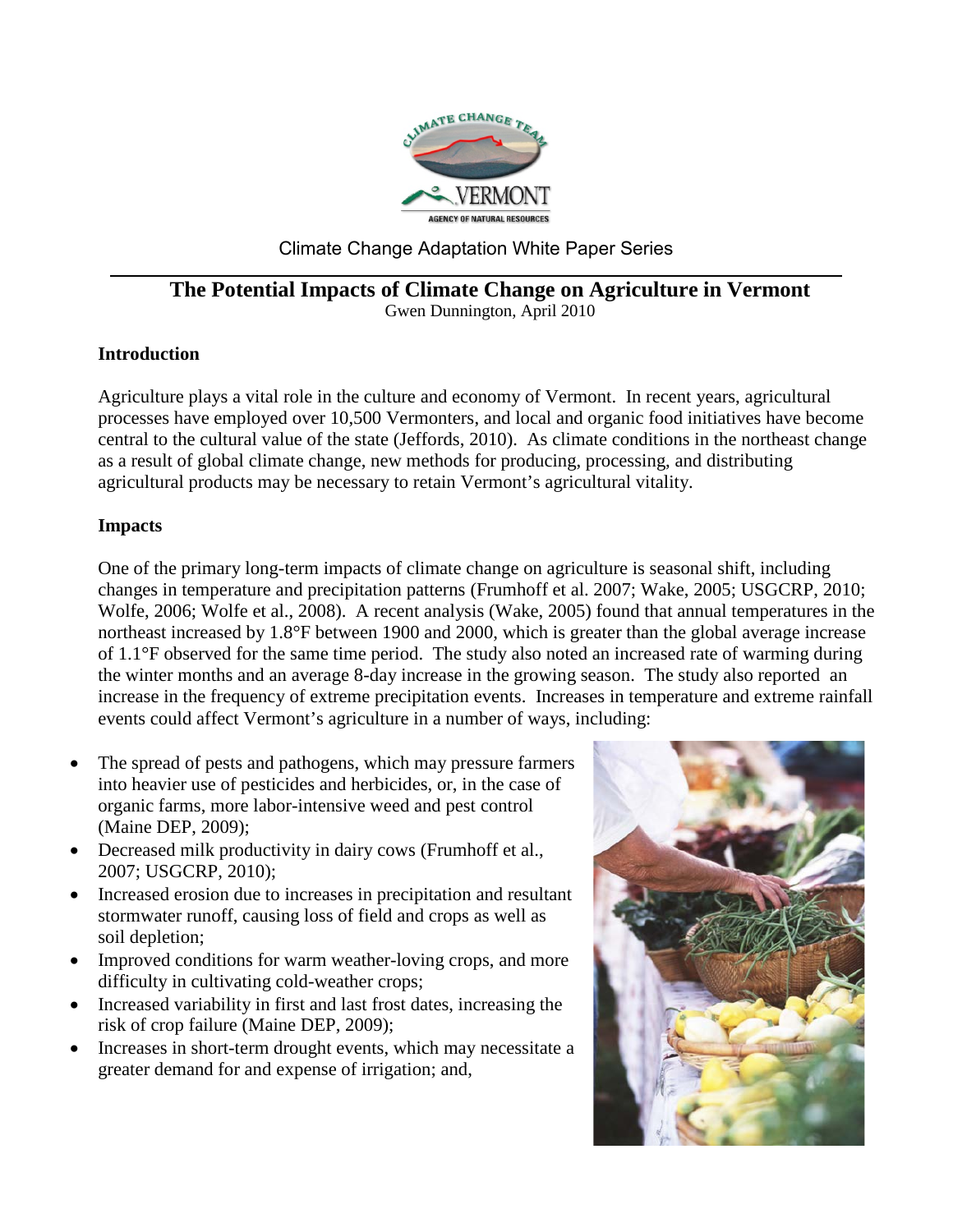Climate Change Adaptation White Paper Series

# The Potential Impacts of Climate Change on Agriculture in Vermont

Gwen Dunnington, April 2010

## Introduction

Agriculture plays a vital role in the culture and economy of Vermont. In recent years, agricultural processes have employed over 10,500 Vermonters, and local and organic food initiatives have become central to the cultural value of the state (Jeffords, 2010). As climate conditions in the northeast change as a result of global climate change, new methods for producing, processing, and distributing agricultural products may be necessary to retain Vermont's agricultural vitality.

## Impacts

One of the primary long-term impacts of climate change on agriculture is seasonal shift, including changes in temperature and precipitation patterns (Frumhoff et al. 2007; Wake, 2005; USGCRP, 2010; Wolfe, 2006; Wolfe et al., 2008). A recent analysis (Wake, 2005) found that annual temperatures in the northeast increased by 1.8°F between 1900 and 2000, which is greater than the global average increase of 1.1°F observed for the same time period. The study also noted an increased rate of warming during the winter months and an average 8-day increase in the growing season. The study also reported an increase in the frequency of extreme precipitation events. Increases in temperature and extreme rainfall events could affect Vermont's agriculture in a number of ways, including:

- The spread of pests and pathogens, which may pressure farmers into heavier use of pesticides and herbicides, or, in the case of organic farms, more labor-intensive weed and pest control (Maine DEP, 2009);
- Decreased milk productivity in dairy cows (Frumhoff et al., 2007; USGCRP, 2010);
- Increased erosion due to increases in precipitation and resultant stormwater runoff, causing loss of field and crops as well as soil depletion;
- Improved conditions for warm weather-loving crops, and more difficulty in cultivating cold-weather crops;
- Increased variability in first and last frost dates, increasing the risk of crop failure (Maine DEP, 2009);
- Increases in short-term drought events, which may necessitate a greater demand for and expense of irrigation; and,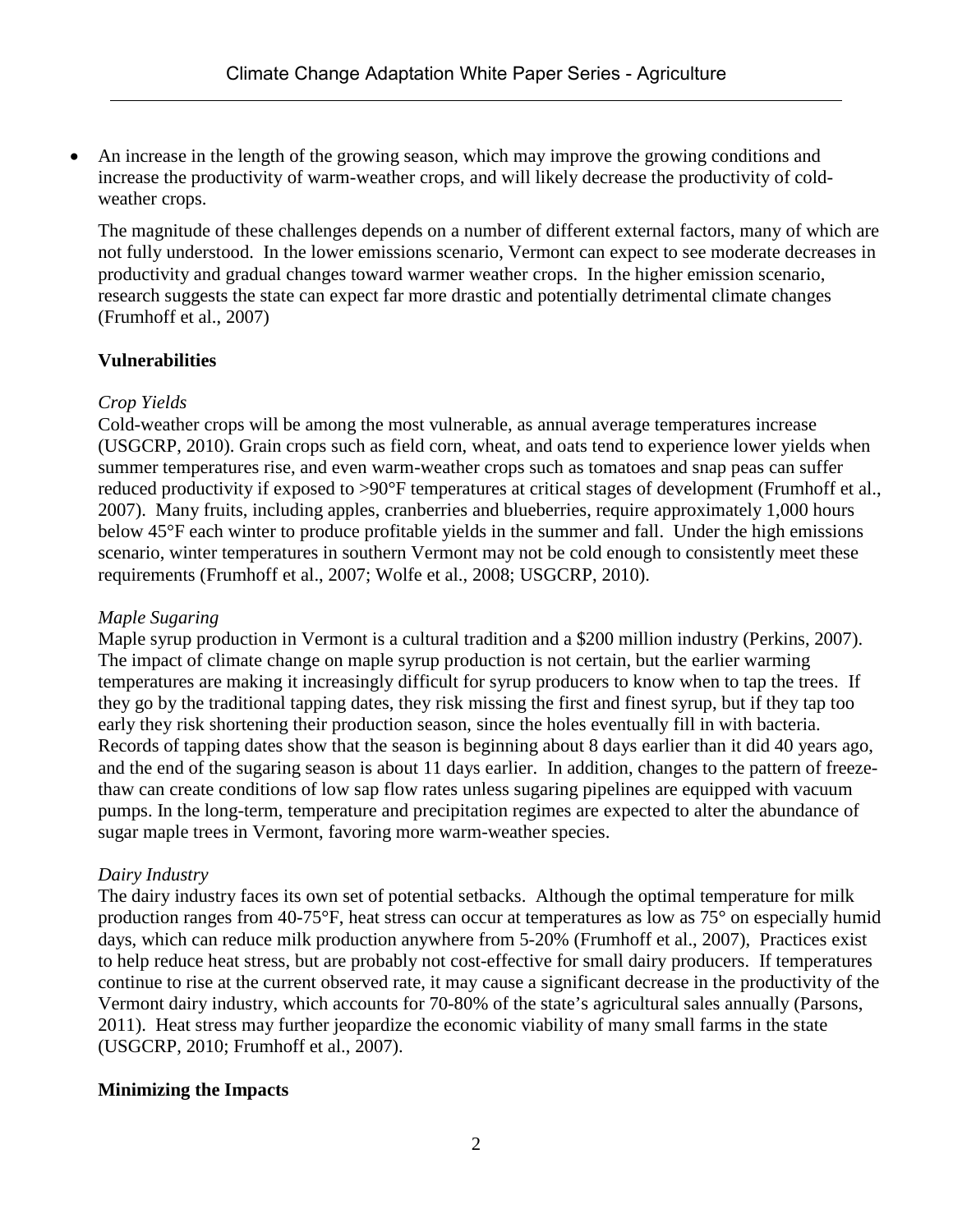- An increase in the length of the growing season, which may improve the growing conditions and increase the productivity of warm-weather crops, and will likely decrease the productivity of cold-weather crops.

  The magnitude of these challenges depends on a number of different external factors, many of which are not fully understood. In the lower emissions scenario, Vermont can expect to see moderate decreases in productivity and gradual changes toward warmer weather crops. In the higher emission scenario, research suggests the state can expect far more drastic and potentially detrimental climate changes (Frumhoff et al., 2007)

**Vulnerabilities**

*Crop Yields*
Cold-weather crops will be among the most vulnerable, as annual average temperatures increase (USGCRP, 2010). Grain crops such as field corn, wheat, and oats tend to experience lower yields when summer temperatures rise, and even warm-weather crops such as tomatoes and snap peas can suffer reduced productivity if exposed to >90°F temperatures at critical stages of development (Frumhoff et al., 2007). Many fruits, including apples, cranberries and blueberries, require approximately 1,000 hours below 45°F each winter to produce profitable yields in the summer and fall. Under the high emissions scenario, winter temperatures in southern Vermont may not be cold enough to consistently meet these requirements (Frumhoff et al., 2007; Wolfe et al., 2008; USGCRP, 2010).

*Maple Sugaring*
Maple syrup production in Vermont is a cultural tradition and a $200 million industry (Perkins, 2007). The impact of climate change on maple syrup production is not certain, but the earlier warming temperatures are making it increasingly difficult for syrup producers to know when to tap the trees. If they go by the traditional tapping dates, they risk missing the first and finest syrup, but if they tap too early they risk shortening their production season, since the holes eventually fill in with bacteria. Records of tapping dates show that the season is beginning about 8 days earlier than it did 40 years ago, and the end of the sugaring season is about 11 days earlier. In addition, changes to the pattern of freeze-thaw can create conditions of low sap flow rates unless sugaring pipelines are equipped with vacuum pumps. In the long-term, temperature and precipitation regimes are expected to alter the abundance of sugar maple trees in Vermont, favoring more warm-weather species.

*Dairy Industry*
The dairy industry faces its own set of potential setbacks. Although the optimal temperature for milk production ranges from 40-75°F, heat stress can occur at temperatures as low as 75° on especially humid days, which can reduce milk production anywhere from 5-20% (Frumhoff et al., 2007), Practices exist to help reduce heat stress, but are probably not cost-effective for small dairy producers. If temperatures continue to rise at the current observed rate, it may cause a significant decrease in the productivity of the Vermont dairy industry, which accounts for 70-80% of the state's agricultural sales annually (Parsons, 2011). Heat stress may further jeopardize the economic viability of many small farms in the state (USGCRP, 2010; Frumhoff et al., 2007).

**Minimizing the Impacts**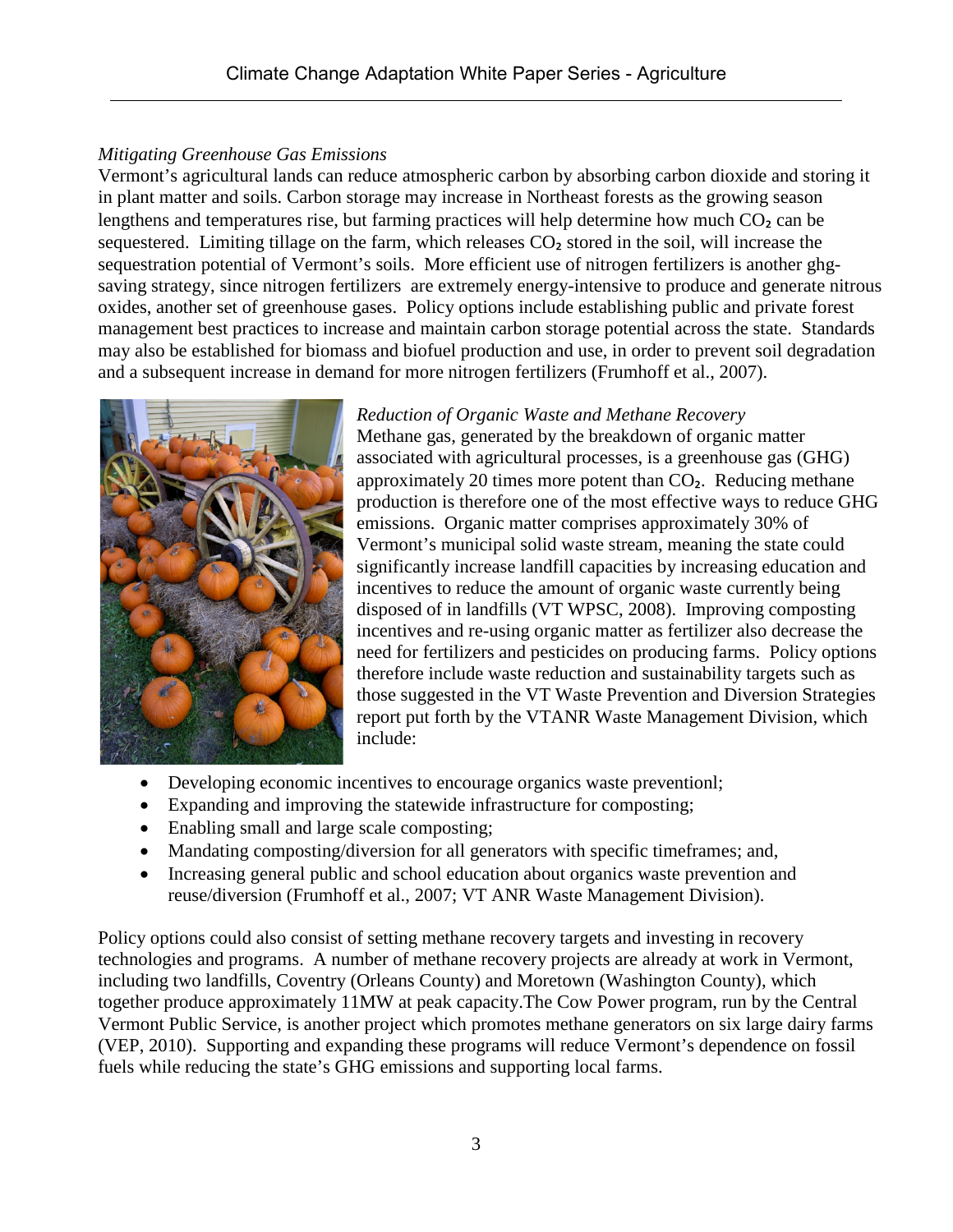*Mitigating Greenhouse Gas Emissions*

Vermont's agricultural lands can reduce atmospheric carbon by absorbing carbon dioxide and storing it in plant matter and soils. Carbon storage may increase in Northeast forests as the growing season lengthens and temperatures rise, but farming practices will help determine how much $CO_2$ can be sequestered. Limiting tillage on the farm, which releases $CO_2$ stored in the soil, will increase the sequestration potential of Vermont's soils. More efficient use of nitrogen fertilizers is another ghg-saving strategy, since nitrogen fertilizers are extremely energy-intensive to produce and generate nitrous oxides, another set of greenhouse gases. Policy options include establishing public and private forest management best practices to increase and maintain carbon storage potential across the state. Standards may also be established for biomass and biofuel production and use, in order to prevent soil degradation and a subsequent increase in demand for more nitrogen fertilizers (Frumhoff et al., 2007).

*Reduction of Organic Waste and Methane Recovery*

Methane gas, generated by the breakdown of organic matter associated with agricultural processes, is a greenhouse gas (GHG) approximately 20 times more potent than $CO_2$. Reducing methane production is therefore one of the most effective ways to reduce GHG emissions. Organic matter comprises approximately 30% of Vermont's municipal solid waste stream, meaning the state could significantly increase landfill capacities by increasing education and incentives to reduce the amount of organic waste currently being disposed of in landfills (VT WPSC, 2008). Improving composting incentives and re-using organic matter as fertilizer also decrease the need for fertilizers and pesticides on producing farms. Policy options therefore include waste reduction and sustainability targets such as those suggested in the VT Waste Prevention and Diversion Strategies report put forth by the VTANR Waste Management Division, which include:

- Developing economic incentives to encourage organics waste preventionl;
- Expanding and improving the statewide infrastructure for composting;
- Enabling small and large scale composting;
- Mandating composting/diversion for all generators with specific timeframes; and,
- Increasing general public and school education about organics waste prevention and reuse/diversion (Frumhoff et al., 2007; VT ANR Waste Management Division).

Policy options could also consist of setting methane recovery targets and investing in recovery technologies and programs. A number of methane recovery projects are already at work in Vermont, including two landfills, Coventry (Orleans County) and Moretown (Washington County), which together produce approximately 11MW at peak capacity.The Cow Power program, run by the Central Vermont Public Service, is another project which promotes methane generators on six large dairy farms (VEP, 2010). Supporting and expanding these programs will reduce Vermont's dependence on fossil fuels while reducing the state's GHG emissions and supporting local farms.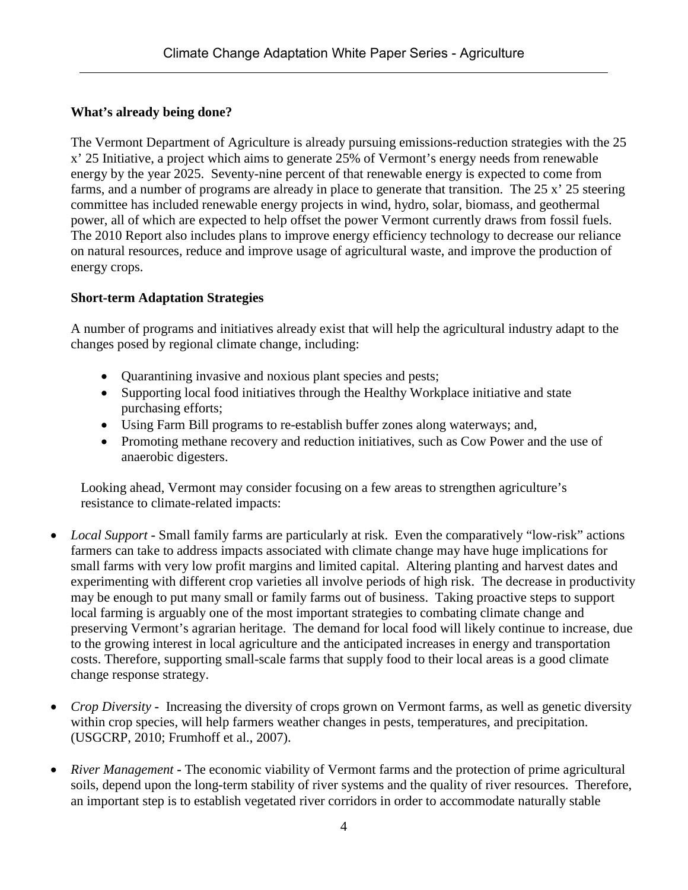**What's already being done?**

The Vermont Department of Agriculture is already pursuing emissions-reduction strategies with the 25 x' 25 Initiative, a project which aims to generate 25% of Vermont's energy needs from renewable energy by the year 2025. Seventy-nine percent of that renewable energy is expected to come from farms, and a number of programs are already in place to generate that transition. The 25 x' 25 steering committee has included renewable energy projects in wind, hydro, solar, biomass, and geothermal power, all of which are expected to help offset the power Vermont currently draws from fossil fuels. The 2010 Report also includes plans to improve energy efficiency technology to decrease our reliance on natural resources, reduce and improve usage of agricultural waste, and improve the production of energy crops.

**Short-term Adaptation Strategies**

A number of programs and initiatives already exist that will help the agricultural industry adapt to the changes posed by regional climate change, including:

- Quarantining invasive and noxious plant species and pests;
- Supporting local food initiatives through the Healthy Workplace initiative and state purchasing efforts;
- Using Farm Bill programs to re-establish buffer zones along waterways; and,
- Promoting methane recovery and reduction initiatives, such as Cow Power and the use of anaerobic digesters.

Looking ahead, Vermont may consider focusing on a few areas to strengthen agriculture's resistance to climate-related impacts:

- *Local Support* - Small family farms are particularly at risk. Even the comparatively "low-risk" actions farmers can take to address impacts associated with climate change may have huge implications for small farms with very low profit margins and limited capital. Altering planting and harvest dates and experimenting with different crop varieties all involve periods of high risk. The decrease in productivity may be enough to put many small or family farms out of business. Taking proactive steps to support local farming is arguably one of the most important strategies to combating climate change and preserving Vermont's agrarian heritage. The demand for local food will likely continue to increase, due to the growing interest in local agriculture and the anticipated increases in energy and transportation costs. Therefore, supporting small-scale farms that supply food to their local areas is a good climate change response strategy.

- *Crop Diversity* - Increasing the diversity of crops grown on Vermont farms, as well as genetic diversity within crop species, will help farmers weather changes in pests, temperatures, and precipitation. (USGCRP, 2010; Frumhoff et al., 2007).

- *River Management* - The economic viability of Vermont farms and the protection of prime agricultural soils, depend upon the long-term stability of river systems and the quality of river resources. Therefore, an important step is to establish vegetated river corridors in order to accommodate naturally stable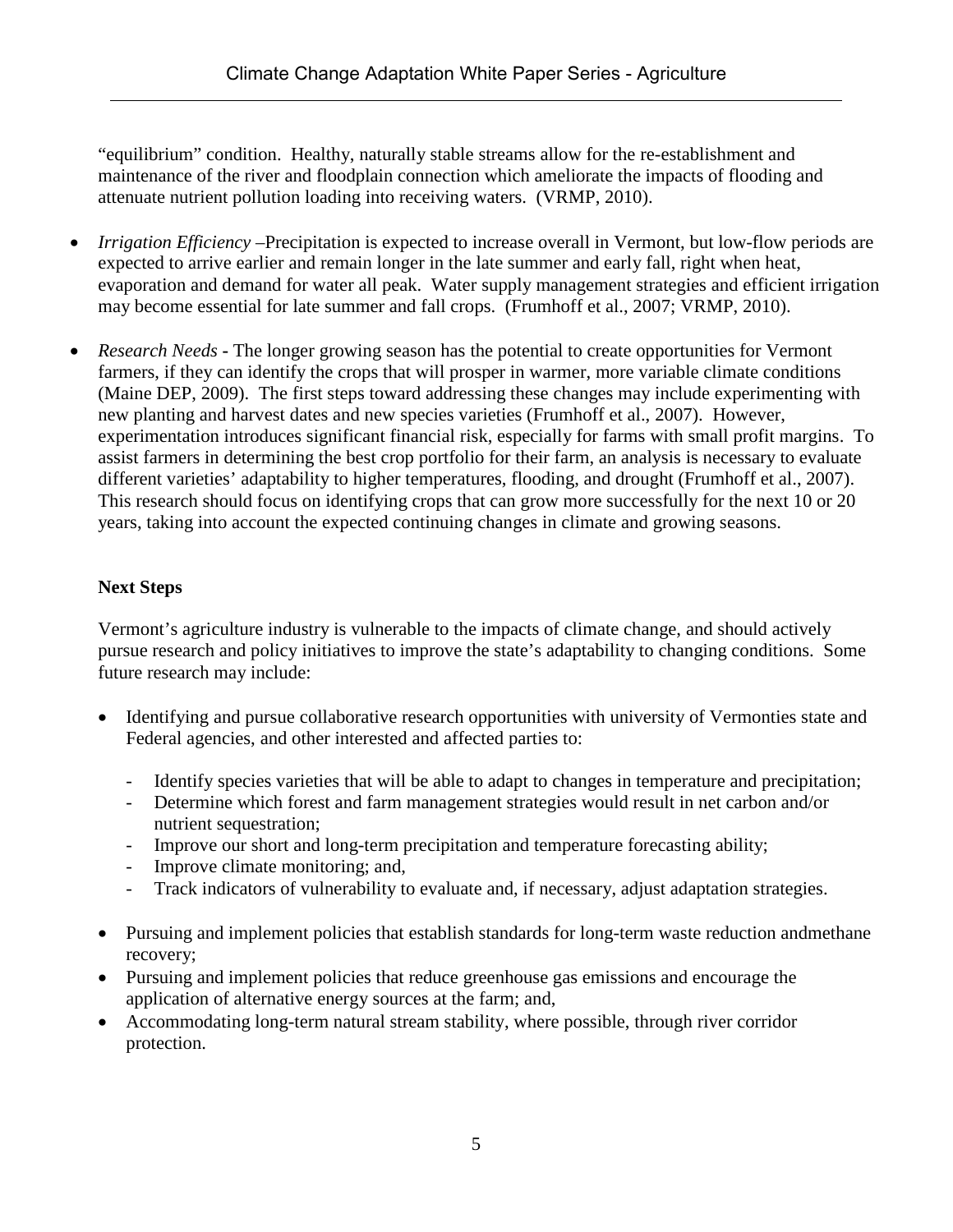"equilibrium" condition. Healthy, naturally stable streams allow for the re-establishment and maintenance of the river and floodplain connection which ameliorate the impacts of flooding and attenuate nutrient pollution loading into receiving waters. (VRMP, 2010).

- *Irrigation Efficiency* –Precipitation is expected to increase overall in Vermont, but low-flow periods are expected to arrive earlier and remain longer in the late summer and early fall, right when heat, evaporation and demand for water all peak. Water supply management strategies and efficient irrigation may become essential for late summer and fall crops. (Frumhoff et al., 2007; VRMP, 2010).

- *Research Needs* **-** The longer growing season has the potential to create opportunities for Vermont farmers, if they can identify the crops that will prosper in warmer, more variable climate conditions (Maine DEP, 2009). The first steps toward addressing these changes may include experimenting with new planting and harvest dates and new species varieties (Frumhoff et al., 2007). However, experimentation introduces significant financial risk, especially for farms with small profit margins. To assist farmers in determining the best crop portfolio for their farm, an analysis is necessary to evaluate different varieties' adaptability to higher temperatures, flooding, and drought (Frumhoff et al., 2007). This research should focus on identifying crops that can grow more successfully for the next 10 or 20 years, taking into account the expected continuing changes in climate and growing seasons.

**Next Steps**

Vermont's agriculture industry is vulnerable to the impacts of climate change, and should actively pursue research and policy initiatives to improve the state's adaptability to changing conditions. Some future research may include:

- Identifying and pursue collaborative research opportunities with university of Vermonties state and Federal agencies, and other interested and affected parties to:
    - Identify species varieties that will be able to adapt to changes in temperature and precipitation;
    - Determine which forest and farm management strategies would result in net carbon and/or nutrient sequestration;
    - Improve our short and long-term precipitation and temperature forecasting ability;
    - Improve climate monitoring; and,
    - Track indicators of vulnerability to evaluate and, if necessary, adjust adaptation strategies.
- Pursuing and implement policies that establish standards for long-term waste reduction andmethane recovery;
- Pursuing and implement policies that reduce greenhouse gas emissions and encourage the application of alternative energy sources at the farm; and,
- Accommodating long-term natural stream stability, where possible, through river corridor protection.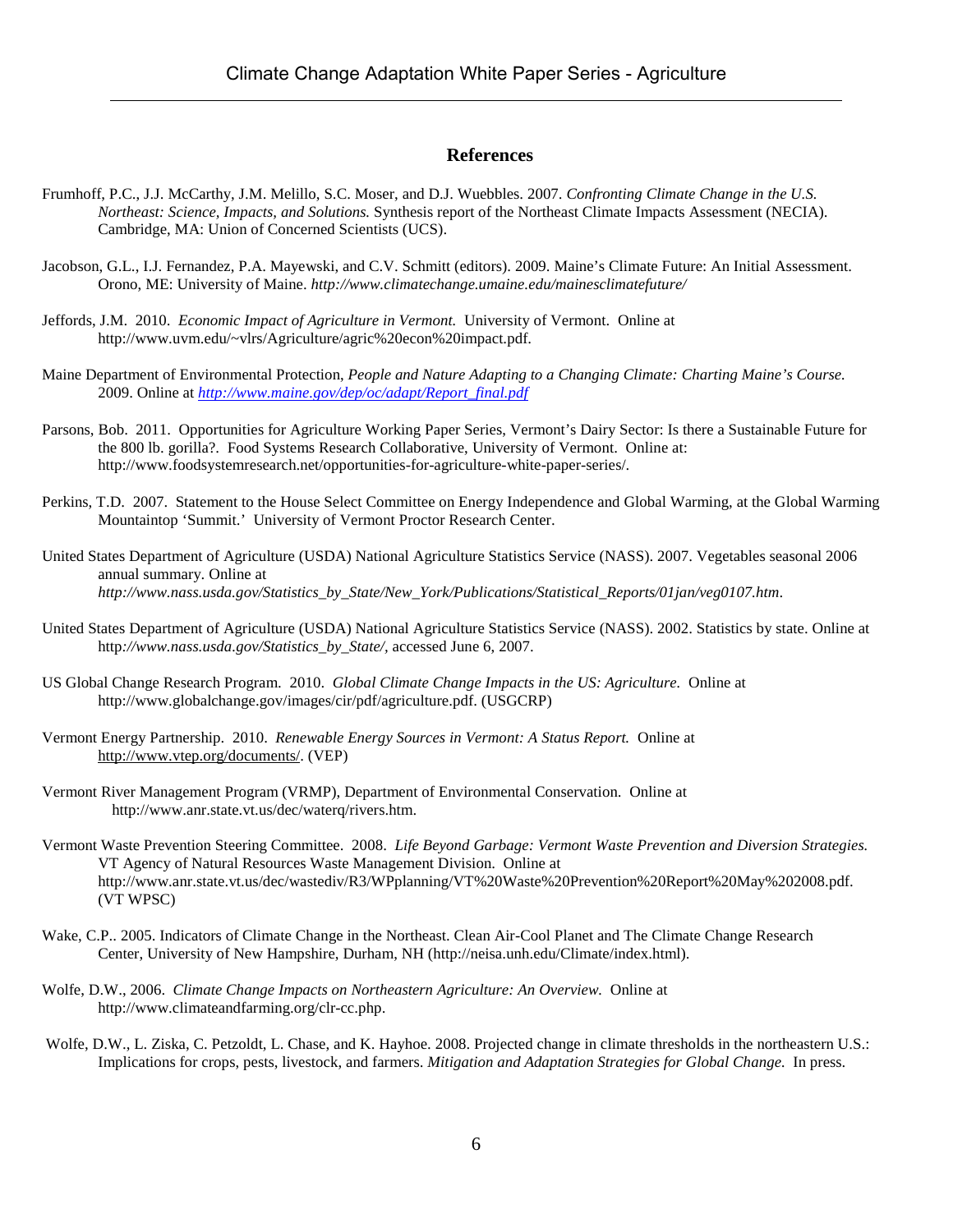## References

Frumhoff, P.C., J.J. McCarthy, J.M. Melillo, S.C. Moser, and D.J. Wuebbles. 2007. *Confronting Climate Change in the U.S. Northeast: Science, Impacts, and Solutions.* Synthesis report of the Northeast Climate Impacts Assessment (NECIA). Cambridge, MA: Union of Concerned Scientists (UCS).

Jacobson, G.L., I.J. Fernandez, P.A. Mayewski, and C.V. Schmitt (editors). 2009. Maine's Climate Future: An Initial Assessment. Orono, ME: University of Maine. *http://www.climatechange.umaine.edu/mainesclimatefuture/*

Jeffords, J.M. 2010. *Economic Impact of Agriculture in Vermont.* University of Vermont. Online at http://www.uvm.edu/~vlrs/Agriculture/agric%20econ%20impact.pdf.

Maine Department of Environmental Protection, *People and Nature Adapting to a Changing Climate: Charting Maine's Course.* 2009. Online at *http://www.maine.gov/dep/oc/adapt/Report_final.pdf*

Parsons, Bob. 2011. Opportunities for Agriculture Working Paper Series, Vermont's Dairy Sector: Is there a Sustainable Future for the 800 lb. gorilla?. Food Systems Research Collaborative, University of Vermont. Online at: http://www.foodsystemresearch.net/opportunities-for-agriculture-white-paper-series/.

Perkins, T.D. 2007. Statement to the House Select Committee on Energy Independence and Global Warming, at the Global Warming Mountaintop 'Summit.' University of Vermont Proctor Research Center.

United States Department of Agriculture (USDA) National Agriculture Statistics Service (NASS). 2007. Vegetables seasonal 2006 annual summary. Online at *http://www.nass.usda.gov/Statistics_by_State/New_York/Publications/Statistical_Reports/01jan/veg0107.htm*.

United States Department of Agriculture (USDA) National Agriculture Statistics Service (NASS). 2002. Statistics by state. Online at http*://www.nass.usda.gov/Statistics_by_State/*, accessed June 6, 2007.

US Global Change Research Program. 2010. *Global Climate Change Impacts in the US: Agriculture.* Online at http://www.globalchange.gov/images/cir/pdf/agriculture.pdf. (USGCRP)

Vermont Energy Partnership. 2010. *Renewable Energy Sources in Vermont: A Status Report.* Online at http://www.vtep.org/documents/. (VEP)

Vermont River Management Program (VRMP), Department of Environmental Conservation. Online at http://www.anr.state.vt.us/dec/waterq/rivers.htm.

Vermont Waste Prevention Steering Committee. 2008. *Life Beyond Garbage: Vermont Waste Prevention and Diversion Strategies.* VT Agency of Natural Resources Waste Management Division. Online at http://www.anr.state.vt.us/dec/wastediv/R3/WPplanning/VT%20Waste%20Prevention%20Report%20May%202008.pdf. (VT WPSC)

Wake, C.P.. 2005. Indicators of Climate Change in the Northeast. Clean Air-Cool Planet and The Climate Change Research Center, University of New Hampshire, Durham, NH (http://neisa.unh.edu/Climate/index.html).

Wolfe, D.W., 2006. *Climate Change Impacts on Northeastern Agriculture: An Overview.* Online at http://www.climateandfarming.org/clr-cc.php.

Wolfe, D.W., L. Ziska, C. Petzoldt, L. Chase, and K. Hayhoe. 2008. Projected change in climate thresholds in the northeastern U.S.: Implications for crops, pests, livestock, and farmers. *Mitigation and Adaptation Strategies for Global Change.* In press.